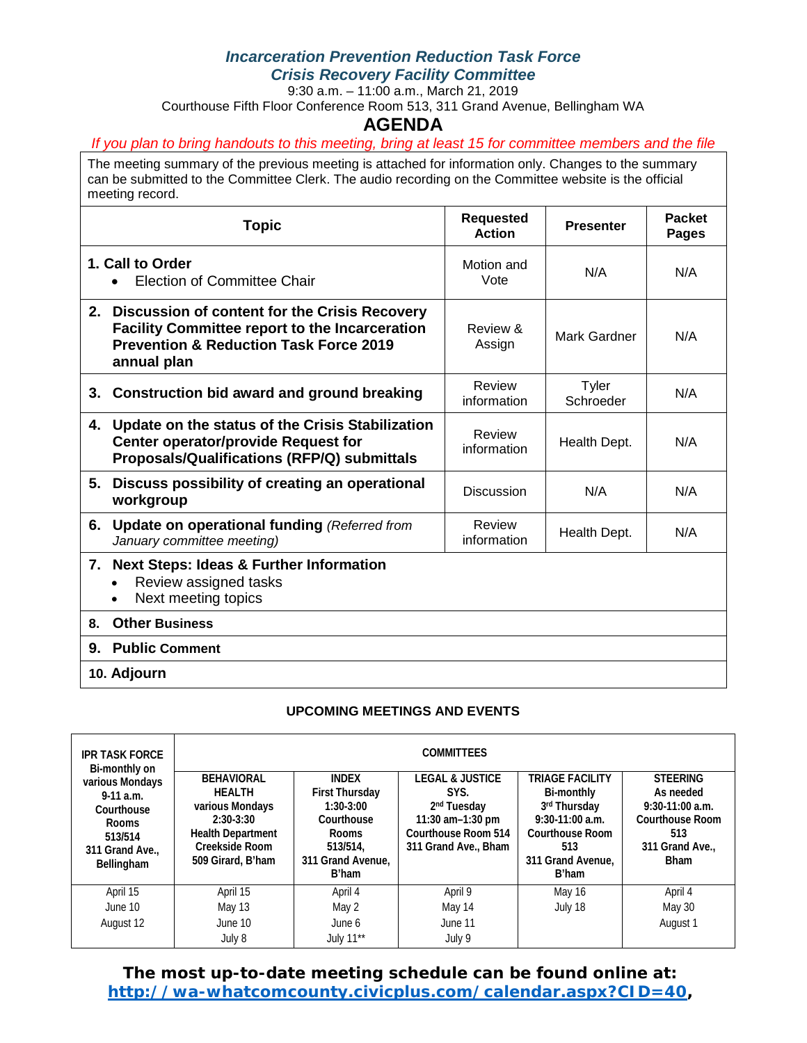# *Incarceration Prevention Reduction Task Force*
## *Crisis Recovery Facility Committee*

9:30 a.m. – 11:00 a.m., March 21, 2019

Courthouse Fifth Floor Conference Room 513, 311 Grand Avenue, Bellingham WA

## AGENDA

*If you plan to bring handouts to this meeting, bring at least 15 for committee members and the file*

The meeting summary of the previous meeting is attached for information only. Changes to the summary can be submitted to the Committee Clerk. The audio recording on the Committee website is the official meeting record.

| Topic | Requested Action | Presenter | Packet Pages |
|---|---|---|---|
| **1. Call to Order**<br>• Election of Committee Chair | Motion and Vote | N/A | N/A |
| **2. Discussion of content for the Crisis Recovery Facility Committee report to the Incarceration Prevention & Reduction Task Force 2019 annual plan** | Review & Assign | Mark Gardner | N/A |
| **3. Construction bid award and ground breaking** | Review information | Tyler Schroeder | N/A |
| **4. Update on the status of the Crisis Stabilization Center operator/provide Request for Proposals/Qualifications (RFP/Q) submittals** | Review information | Health Dept. | N/A |
| **5. Discuss possibility of creating an operational workgroup** | Discussion | N/A | N/A |
| **6. Update on operational funding** *(Referred from January committee meeting)* | Review information | Health Dept. | N/A |
| **7. Next Steps: Ideas & Further Information**<br>• Review assigned tasks<br>• Next meeting topics | | | |
| **8. Other Business** | | | |
| **9. Public Comment** | | | |
| **10. Adjourn** | | | |

### UPCOMING MEETINGS AND EVENTS

| IPR TASK FORCE Bi-monthly on various Mondays 9-11 a.m. Courthouse Rooms 513/514 311 Grand Ave., Bellingham | COMMITTEES | | | | |
|---|---|---|---|---|---|
| | BEHAVIORAL HEALTH various Mondays 2:30-3:30 Health Department Creekside Room 509 Girard, B'ham | INDEX First Thursday 1:30-3:00 Courthouse Rooms 513/514, 311 Grand Avenue, B'ham | LEGAL & JUSTICE SYS. 2nd Tuesday 11:30 am–1:30 pm Courthouse Room 514 311 Grand Ave., Bham | TRIAGE FACILITY Bi-monthly 3rd Thursday 9:30-11:00 a.m. Courthouse Room 513 311 Grand Avenue, B'ham | STEERING As needed 9:30-11:00 a.m. Courthouse Room 513 311 Grand Ave., Bham |
| April 15<br>June 10<br>August 12 | April 15<br>May 13<br>June 10<br>July 8 | April 4<br>May 2<br>June 6<br>July 11** | April 9<br>May 14<br>June 11<br>July 9 | May 16<br>July 18 | April 4<br>May 30<br>August 1 |

**The most up-to-date meeting schedule can be found online at: [http://wa-whatcomcounty.civicplus.com/calendar.aspx?CID=40](http://wa-whatcomcounty.civicplus.com/calendar.aspx?CID=40),**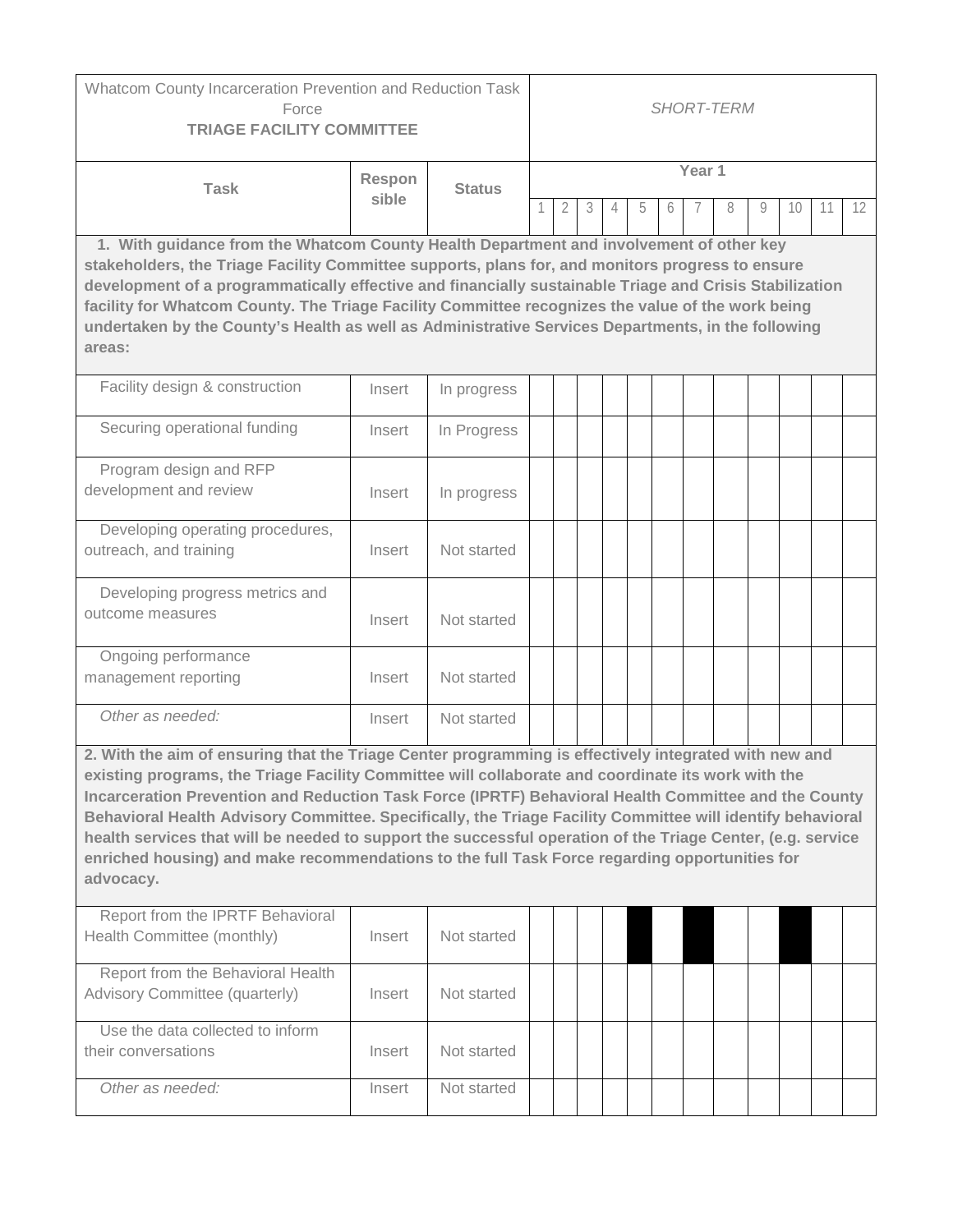| Whatcom County Incarceration Prevention and Reduction Task Force<br>**TRIAGE FACILITY COMMITTEE** | | | *SHORT-TERM* | | | | | | | | | | | |
|---|---|---|---|---|---|---|---|---|---|---|---|---|---|---|
| **Task** | **Responsible** | **Status** | **Year 1** | | | | | | | | | | | |
| | | | 1 | 2 | 3 | 4 | 5 | 6 | 7 | 8 | 9 | 10 | 11 | 12 |
| **1. With guidance from the Whatcom County Health Department and involvement of other key stakeholders, the Triage Facility Committee supports, plans for, and monitors progress to ensure development of a programmatically effective and financially sustainable Triage and Crisis Stabilization facility for Whatcom County. The Triage Facility Committee recognizes the value of the work being undertaken by the County's Health as well as Administrative Services Departments, in the following areas:** | | | | | | | | | | | | | | |
| Facility design & construction | Insert | In progress | | | | | | | | | | | | |
| Securing operational funding | Insert | In Progress | | | | | | | | | | | | |
| Program design and RFP development and review | Insert | In progress | | | | | | | | | | | | |
| Developing operating procedures, outreach, and training | Insert | Not started | | | | | | | | | | | | |
| Developing progress metrics and outcome measures | Insert | Not started | | | | | | | | | | | | |
| Ongoing performance management reporting | Insert | Not started | | | | | | | | | | | | |
| *Other as needed:* | Insert | Not started | | | | | | | | | | | | |
| **2. With the aim of ensuring that the Triage Center programming is effectively integrated with new and existing programs, the Triage Facility Committee will collaborate and coordinate its work with the Incarceration Prevention and Reduction Task Force (IPRTF) Behavioral Health Committee and the County Behavioral Health Advisory Committee. Specifically, the Triage Facility Committee will identify behavioral health services that will be needed to support the successful operation of the Triage Center, (e.g. service enriched housing) and make recommendations to the full Task Force regarding opportunities for advocacy.** | | | | | | | | | | | | | | |
| Report from the IPRTF Behavioral Health Committee (monthly) | Insert | Not started | | | | | ■ | | ■ | | | ■ | | |
| Report from the Behavioral Health Advisory Committee (quarterly) | Insert | Not started | | | | | | | | | | | | |
| Use the data collected to inform their conversations | Insert | Not started | | | | | | | | | | | | |
| *Other as needed:* | Insert | Not started | | | | | | | | | | | | |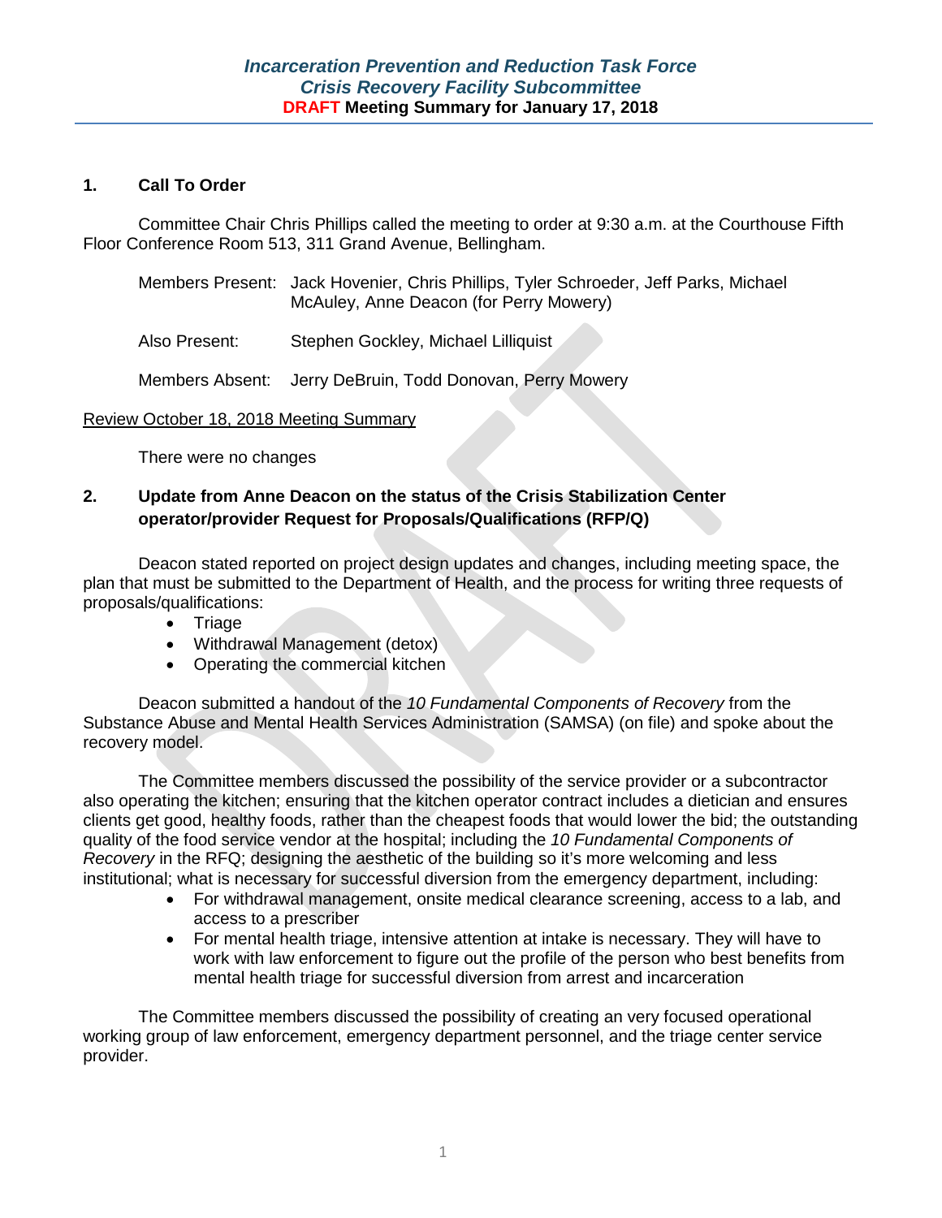# Incarceration Prevention and Reduction Task Force
## Crisis Recovery Facility Subcommittee
**DRAFT Meeting Summary for January 17, 2018**

### 1. Call To Order

Committee Chair Chris Phillips called the meeting to order at 9:30 a.m. at the Courthouse Fifth Floor Conference Room 513, 311 Grand Avenue, Bellingham.

Members Present: Jack Hovenier, Chris Phillips, Tyler Schroeder, Jeff Parks, Michael McAuley, Anne Deacon (for Perry Mowery)

Also Present: Stephen Gockley, Michael Lilliquist

Members Absent: Jerry DeBruin, Todd Donovan, Perry Mowery

Review October 18, 2018 Meeting Summary

There were no changes

### 2. Update from Anne Deacon on the status of the Crisis Stabilization Center operator/provider Request for Proposals/Qualifications (RFP/Q)

Deacon stated reported on project design updates and changes, including meeting space, the plan that must be submitted to the Department of Health, and the process for writing three requests of proposals/qualifications:

- Triage
- Withdrawal Management (detox)
- Operating the commercial kitchen

Deacon submitted a handout of the *10 Fundamental Components of Recovery* from the Substance Abuse and Mental Health Services Administration (SAMSA) (on file) and spoke about the recovery model.

The Committee members discussed the possibility of the service provider or a subcontractor also operating the kitchen; ensuring that the kitchen operator contract includes a dietician and ensures clients get good, healthy foods, rather than the cheapest foods that would lower the bid; the outstanding quality of the food service vendor at the hospital; including the *10 Fundamental Components of Recovery* in the RFQ; designing the aesthetic of the building so it's more welcoming and less institutional; what is necessary for successful diversion from the emergency department, including:

- For withdrawal management, onsite medical clearance screening, access to a lab, and access to a prescriber
- For mental health triage, intensive attention at intake is necessary. They will have to work with law enforcement to figure out the profile of the person who best benefits from mental health triage for successful diversion from arrest and incarceration

The Committee members discussed the possibility of creating an very focused operational working group of law enforcement, emergency department personnel, and the triage center service provider.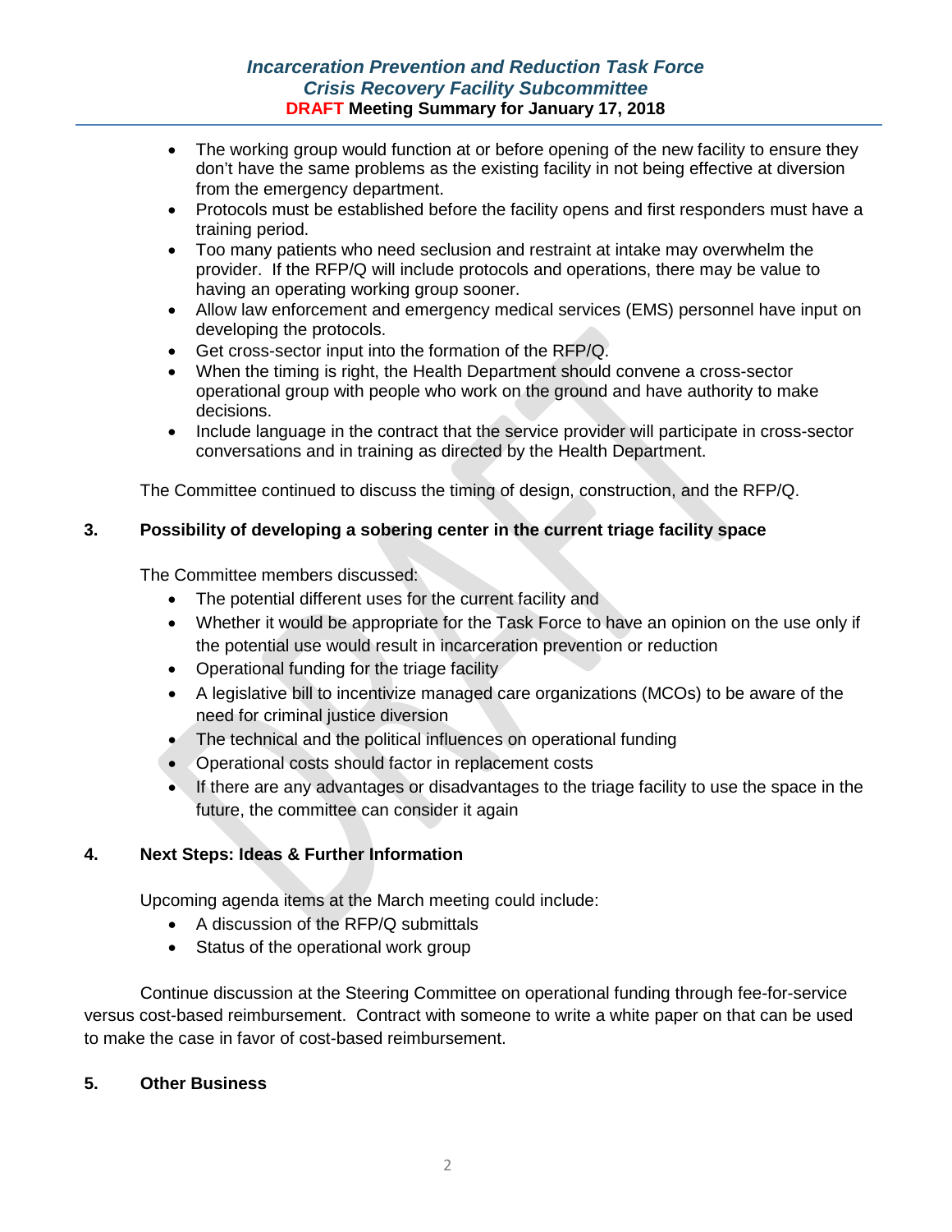- The working group would function at or before opening of the new facility to ensure they don't have the same problems as the existing facility in not being effective at diversion from the emergency department.
- Protocols must be established before the facility opens and first responders must have a training period.
- Too many patients who need seclusion and restraint at intake may overwhelm the provider. If the RFP/Q will include protocols and operations, there may be value to having an operating working group sooner.
- Allow law enforcement and emergency medical services (EMS) personnel have input on developing the protocols.
- Get cross-sector input into the formation of the RFP/Q.
- When the timing is right, the Health Department should convene a cross-sector operational group with people who work on the ground and have authority to make decisions.
- Include language in the contract that the service provider will participate in cross-sector conversations and in training as directed by the Health Department.

The Committee continued to discuss the timing of design, construction, and the RFP/Q.

**3. Possibility of developing a sobering center in the current triage facility space**

The Committee members discussed:

- The potential different uses for the current facility and
- Whether it would be appropriate for the Task Force to have an opinion on the use only if the potential use would result in incarceration prevention or reduction
- Operational funding for the triage facility
- A legislative bill to incentivize managed care organizations (MCOs) to be aware of the need for criminal justice diversion
- The technical and the political influences on operational funding
- Operational costs should factor in replacement costs
- If there are any advantages or disadvantages to the triage facility to use the space in the future, the committee can consider it again

**4. Next Steps: Ideas & Further Information**

Upcoming agenda items at the March meeting could include:

- A discussion of the RFP/Q submittals
- Status of the operational work group

Continue discussion at the Steering Committee on operational funding through fee-for-service versus cost-based reimbursement. Contract with someone to write a white paper on that can be used to make the case in favor of cost-based reimbursement.

**5. Other Business**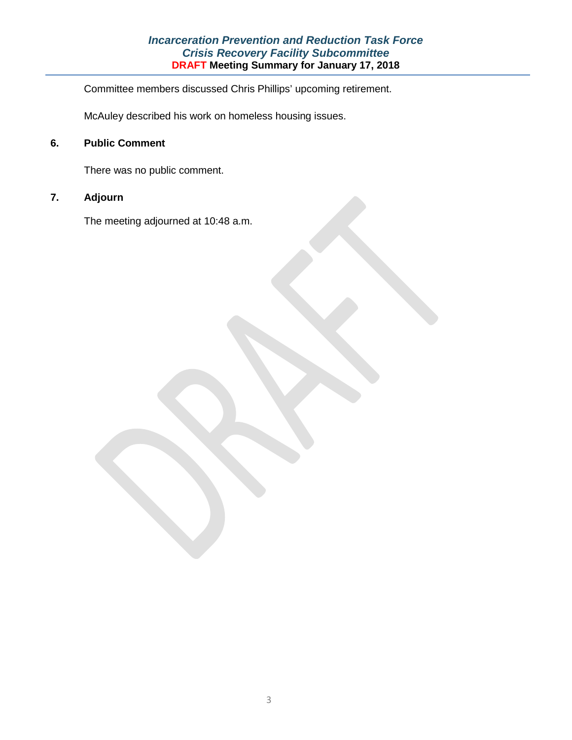Committee members discussed Chris Phillips' upcoming retirement.

McAuley described his work on homeless housing issues.

## 6. Public Comment

There was no public comment.

## 7. Adjourn

The meeting adjourned at 10:48 a.m.